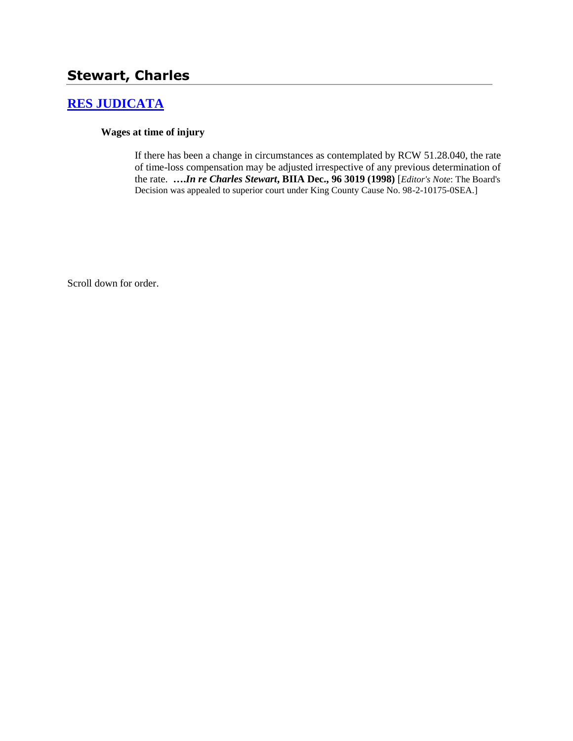# Stewart, Charles

## RES JUDICATA

**Wages at time of injury**

If there has been a change in circumstances as contemplated by RCW 51.28.040, the rate of time-loss compensation may be adjusted irrespective of any previous determination of the rate. ***….In re Charles Stewart*, BIIA Dec., 96 3019 (1998)** [*Editor's Note*: The Board's Decision was appealed to superior court under King County Cause No. 98-2-10175-0SEA.]

Scroll down for order.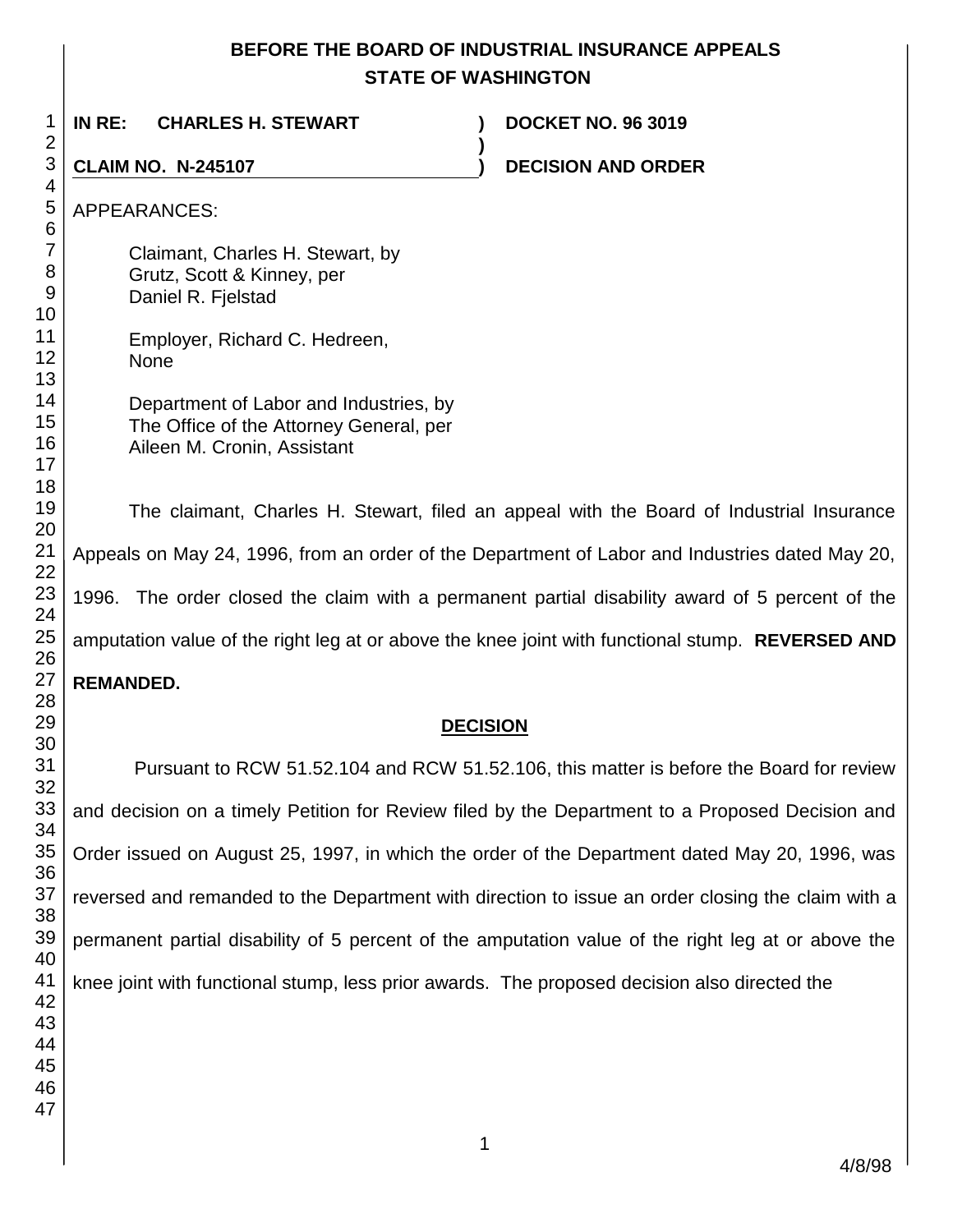**BEFORE THE BOARD OF INDUSTRIAL INSURANCE APPEALS**
**STATE OF WASHINGTON**

**IN RE: CHARLES H. STEWART** ) **DOCKET NO. 96 3019**
)
**CLAIM NO. N-245107** ) **DECISION AND ORDER**

APPEARANCES:

Claimant, Charles H. Stewart, by
Grutz, Scott & Kinney, per
Daniel R. Fjelstad

Employer, Richard C. Hedreen,
None

Department of Labor and Industries, by
The Office of the Attorney General, per
Aileen M. Cronin, Assistant

The claimant, Charles H. Stewart, filed an appeal with the Board of Industrial Insurance Appeals on May 24, 1996, from an order of the Department of Labor and Industries dated May 20, 1996. The order closed the claim with a permanent partial disability award of 5 percent of the amputation value of the right leg at or above the knee joint with functional stump. **REVERSED AND REMANDED.**

**DECISION**

Pursuant to RCW 51.52.104 and RCW 51.52.106, this matter is before the Board for review and decision on a timely Petition for Review filed by the Department to a Proposed Decision and Order issued on August 25, 1997, in which the order of the Department dated May 20, 1996, was reversed and remanded to the Department with direction to issue an order closing the claim with a permanent partial disability of 5 percent of the amputation value of the right leg at or above the knee joint with functional stump, less prior awards. The proposed decision also directed the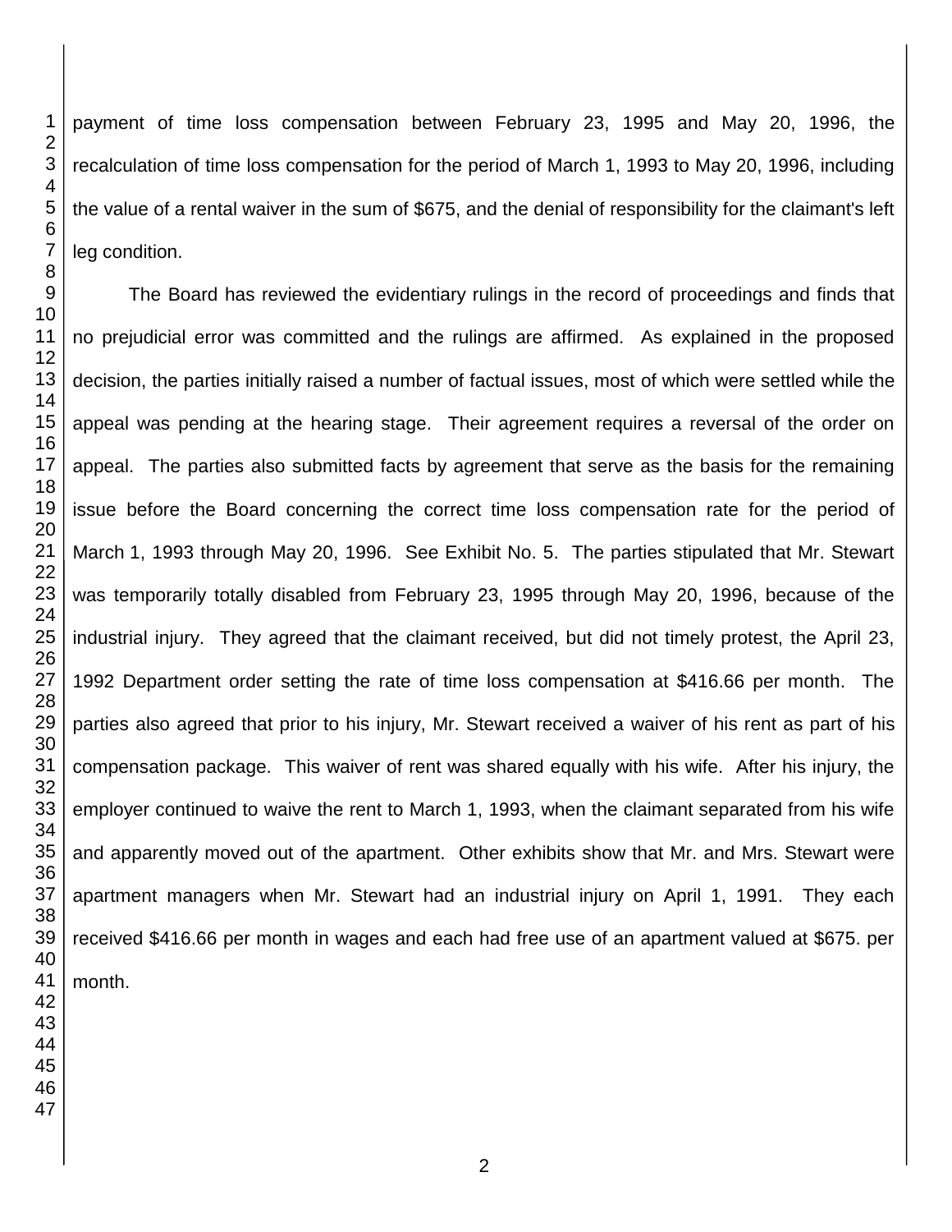payment of time loss compensation between February 23, 1995 and May 20, 1996, the recalculation of time loss compensation for the period of March 1, 1993 to May 20, 1996, including the value of a rental waiver in the sum of $675, and the denial of responsibility for the claimant's left leg condition.

The Board has reviewed the evidentiary rulings in the record of proceedings and finds that no prejudicial error was committed and the rulings are affirmed. As explained in the proposed decision, the parties initially raised a number of factual issues, most of which were settled while the appeal was pending at the hearing stage. Their agreement requires a reversal of the order on appeal. The parties also submitted facts by agreement that serve as the basis for the remaining issue before the Board concerning the correct time loss compensation rate for the period of March 1, 1993 through May 20, 1996. See Exhibit No. 5. The parties stipulated that Mr. Stewart was temporarily totally disabled from February 23, 1995 through May 20, 1996, because of the industrial injury. They agreed that the claimant received, but did not timely protest, the April 23, 1992 Department order setting the rate of time loss compensation at $416.66 per month. The parties also agreed that prior to his injury, Mr. Stewart received a waiver of his rent as part of his compensation package. This waiver of rent was shared equally with his wife. After his injury, the employer continued to waive the rent to March 1, 1993, when the claimant separated from his wife and apparently moved out of the apartment. Other exhibits show that Mr. and Mrs. Stewart were apartment managers when Mr. Stewart had an industrial injury on April 1, 1991. They each received $416.66 per month in wages and each had free use of an apartment valued at $675. per month.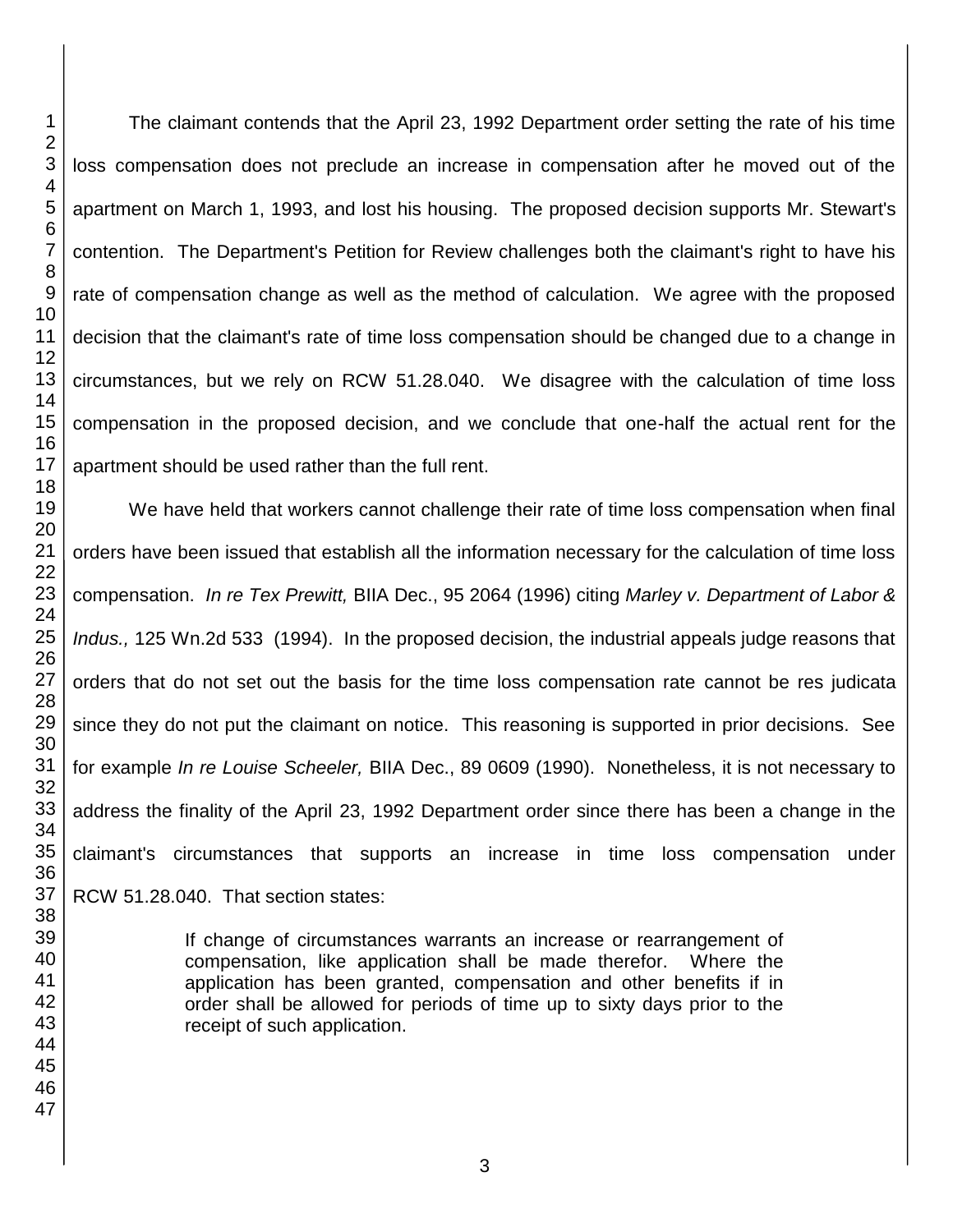The claimant contends that the April 23, 1992 Department order setting the rate of his time loss compensation does not preclude an increase in compensation after he moved out of the apartment on March 1, 1993, and lost his housing. The proposed decision supports Mr. Stewart's contention. The Department's Petition for Review challenges both the claimant's right to have his rate of compensation change as well as the method of calculation. We agree with the proposed decision that the claimant's rate of time loss compensation should be changed due to a change in circumstances, but we rely on RCW 51.28.040. We disagree with the calculation of time loss compensation in the proposed decision, and we conclude that one-half the actual rent for the apartment should be used rather than the full rent.

We have held that workers cannot challenge their rate of time loss compensation when final orders have been issued that establish all the information necessary for the calculation of time loss compensation. *In re Tex Prewitt,* BIIA Dec., 95 2064 (1996) citing *Marley v. Department of Labor & Indus.,* 125 Wn.2d 533 (1994). In the proposed decision, the industrial appeals judge reasons that orders that do not set out the basis for the time loss compensation rate cannot be res judicata since they do not put the claimant on notice. This reasoning is supported in prior decisions. See for example *In re Louise Scheeler,* BIIA Dec., 89 0609 (1990). Nonetheless, it is not necessary to address the finality of the April 23, 1992 Department order since there has been a change in the claimant's circumstances that supports an increase in time loss compensation under RCW 51.28.040. That section states:

> If change of circumstances warrants an increase or rearrangement of compensation, like application shall be made therefor. Where the application has been granted, compensation and other benefits if in order shall be allowed for periods of time up to sixty days prior to the receipt of such application.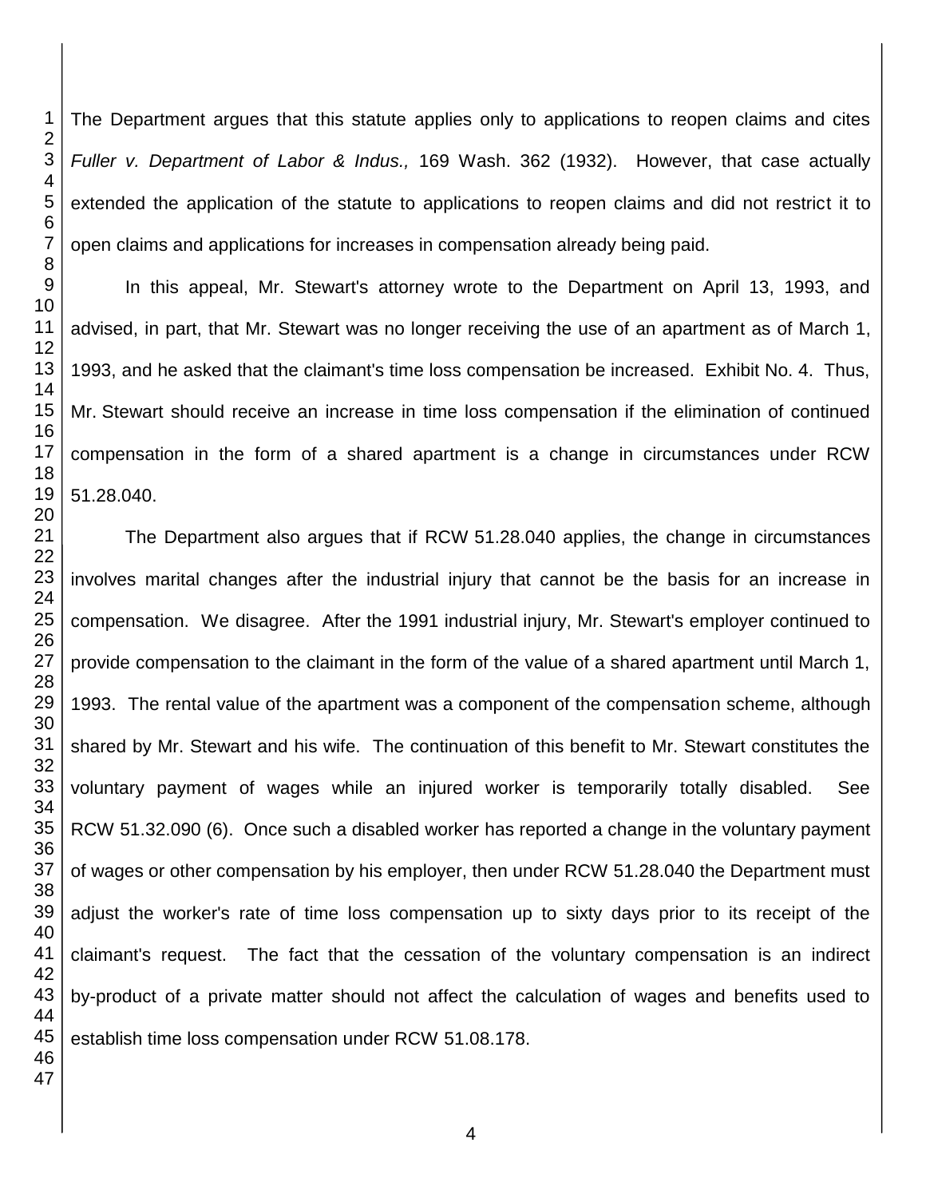The Department argues that this statute applies only to applications to reopen claims and cites *Fuller v. Department of Labor & Indus.,* 169 Wash. 362 (1932). However, that case actually extended the application of the statute to applications to reopen claims and did not restrict it to open claims and applications for increases in compensation already being paid.

In this appeal, Mr. Stewart's attorney wrote to the Department on April 13, 1993, and advised, in part, that Mr. Stewart was no longer receiving the use of an apartment as of March 1, 1993, and he asked that the claimant's time loss compensation be increased. Exhibit No. 4. Thus, Mr. Stewart should receive an increase in time loss compensation if the elimination of continued compensation in the form of a shared apartment is a change in circumstances under RCW 51.28.040.

The Department also argues that if RCW 51.28.040 applies, the change in circumstances involves marital changes after the industrial injury that cannot be the basis for an increase in compensation. We disagree. After the 1991 industrial injury, Mr. Stewart's employer continued to provide compensation to the claimant in the form of the value of a shared apartment until March 1, 1993. The rental value of the apartment was a component of the compensation scheme, although shared by Mr. Stewart and his wife. The continuation of this benefit to Mr. Stewart constitutes the voluntary payment of wages while an injured worker is temporarily totally disabled. See RCW 51.32.090 (6). Once such a disabled worker has reported a change in the voluntary payment of wages or other compensation by his employer, then under RCW 51.28.040 the Department must adjust the worker's rate of time loss compensation up to sixty days prior to its receipt of the claimant's request. The fact that the cessation of the voluntary compensation is an indirect by-product of a private matter should not affect the calculation of wages and benefits used to establish time loss compensation under RCW 51.08.178.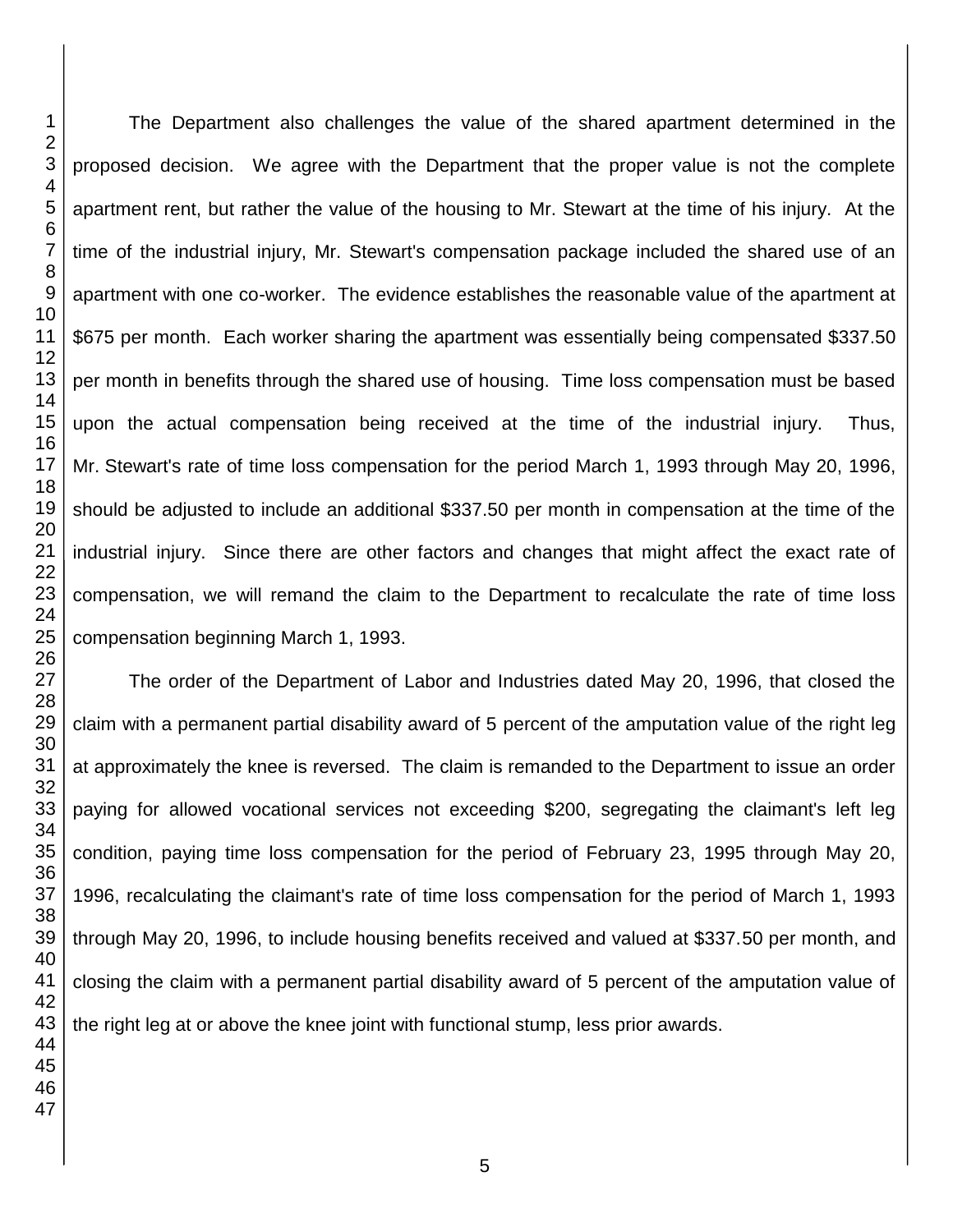The Department also challenges the value of the shared apartment determined in the proposed decision. We agree with the Department that the proper value is not the complete apartment rent, but rather the value of the housing to Mr. Stewart at the time of his injury. At the time of the industrial injury, Mr. Stewart's compensation package included the shared use of an apartment with one co-worker. The evidence establishes the reasonable value of the apartment at $675 per month. Each worker sharing the apartment was essentially being compensated $337.50 per month in benefits through the shared use of housing. Time loss compensation must be based upon the actual compensation being received at the time of the industrial injury. Thus, Mr. Stewart's rate of time loss compensation for the period March 1, 1993 through May 20, 1996, should be adjusted to include an additional $337.50 per month in compensation at the time of the industrial injury. Since there are other factors and changes that might affect the exact rate of compensation, we will remand the claim to the Department to recalculate the rate of time loss compensation beginning March 1, 1993.

The order of the Department of Labor and Industries dated May 20, 1996, that closed the claim with a permanent partial disability award of 5 percent of the amputation value of the right leg at approximately the knee is reversed. The claim is remanded to the Department to issue an order paying for allowed vocational services not exceeding $200, segregating the claimant's left leg condition, paying time loss compensation for the period of February 23, 1995 through May 20, 1996, recalculating the claimant's rate of time loss compensation for the period of March 1, 1993 through May 20, 1996, to include housing benefits received and valued at $337.50 per month, and closing the claim with a permanent partial disability award of 5 percent of the amputation value of the right leg at or above the knee joint with functional stump, less prior awards.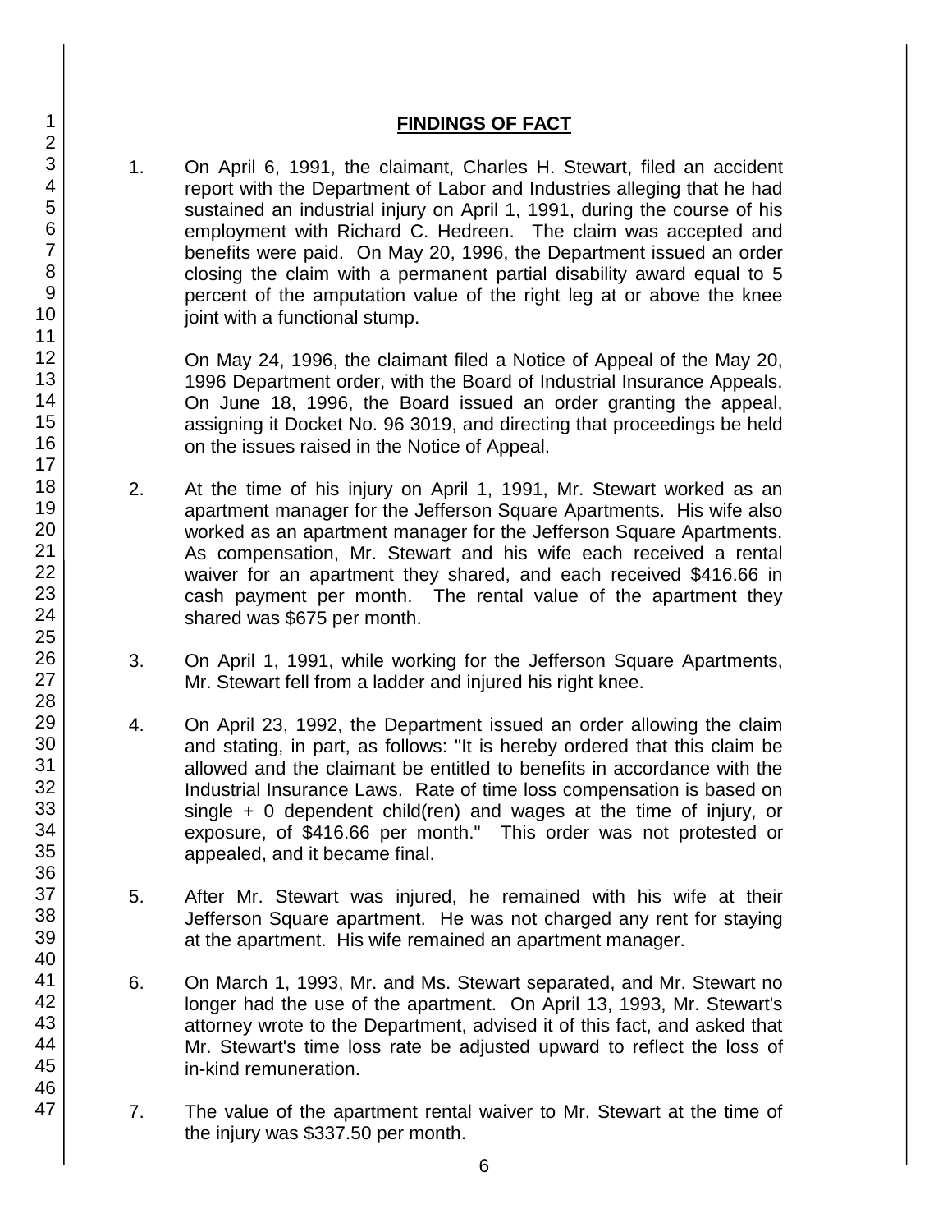## FINDINGS OF FACT

1. On April 6, 1991, the claimant, Charles H. Stewart, filed an accident report with the Department of Labor and Industries alleging that he had sustained an industrial injury on April 1, 1991, during the course of his employment with Richard C. Hedreen. The claim was accepted and benefits were paid. On May 20, 1996, the Department issued an order closing the claim with a permanent partial disability award equal to 5 percent of the amputation value of the right leg at or above the knee joint with a functional stump.

   On May 24, 1996, the claimant filed a Notice of Appeal of the May 20, 1996 Department order, with the Board of Industrial Insurance Appeals. On June 18, 1996, the Board issued an order granting the appeal, assigning it Docket No. 96 3019, and directing that proceedings be held on the issues raised in the Notice of Appeal.

2. At the time of his injury on April 1, 1991, Mr. Stewart worked as an apartment manager for the Jefferson Square Apartments. His wife also worked as an apartment manager for the Jefferson Square Apartments. As compensation, Mr. Stewart and his wife each received a rental waiver for an apartment they shared, and each received $416.66 in cash payment per month. The rental value of the apartment they shared was $675 per month.

3. On April 1, 1991, while working for the Jefferson Square Apartments, Mr. Stewart fell from a ladder and injured his right knee.

4. On April 23, 1992, the Department issued an order allowing the claim and stating, in part, as follows: "It is hereby ordered that this claim be allowed and the claimant be entitled to benefits in accordance with the Industrial Insurance Laws. Rate of time loss compensation is based on single + 0 dependent child(ren) and wages at the time of injury, or exposure, of $416.66 per month." This order was not protested or appealed, and it became final.

5. After Mr. Stewart was injured, he remained with his wife at their Jefferson Square apartment. He was not charged any rent for staying at the apartment. His wife remained an apartment manager.

6. On March 1, 1993, Mr. and Ms. Stewart separated, and Mr. Stewart no longer had the use of the apartment. On April 13, 1993, Mr. Stewart's attorney wrote to the Department, advised it of this fact, and asked that Mr. Stewart's time loss rate be adjusted upward to reflect the loss of in-kind remuneration.

7. The value of the apartment rental waiver to Mr. Stewart at the time of the injury was $337.50 per month.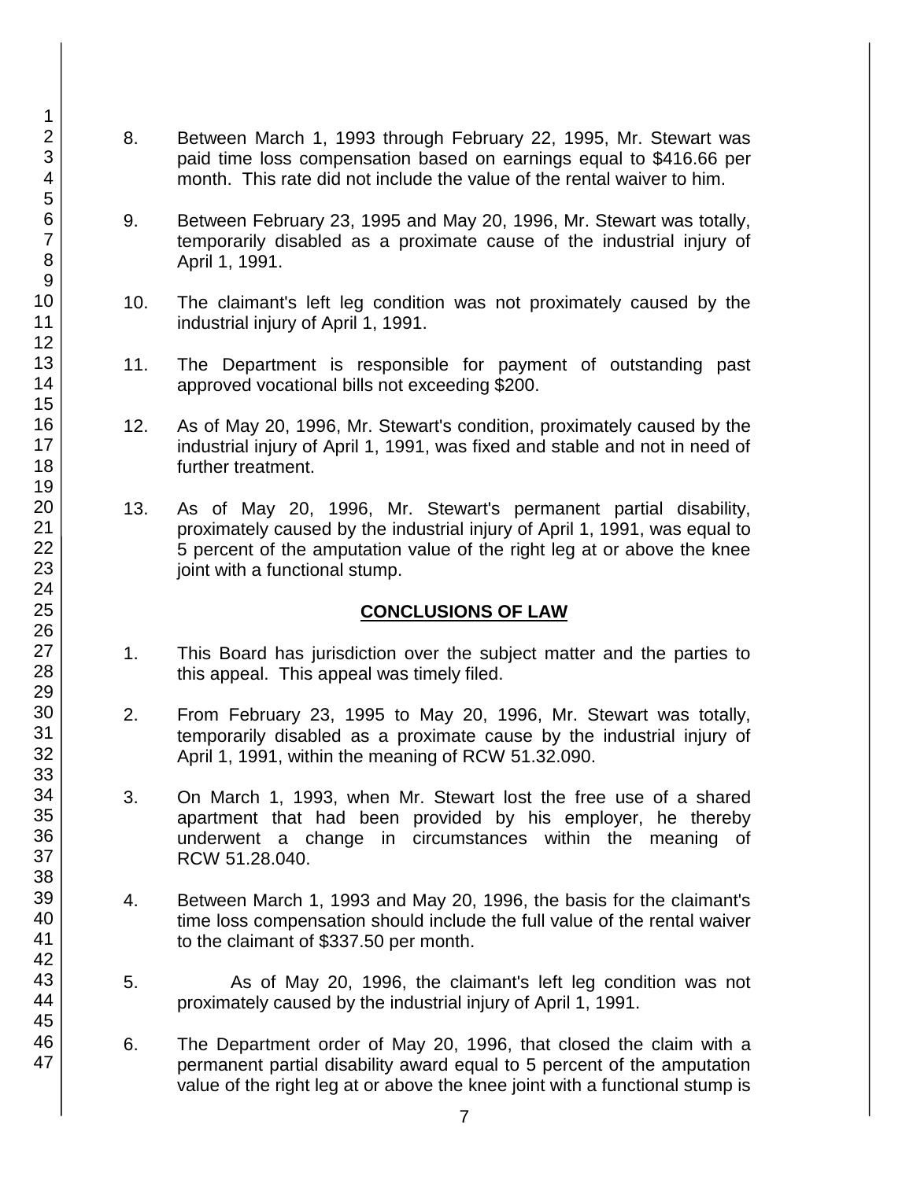8. Between March 1, 1993 through February 22, 1995, Mr. Stewart was paid time loss compensation based on earnings equal to $416.66 per month. This rate did not include the value of the rental waiver to him.

9. Between February 23, 1995 and May 20, 1996, Mr. Stewart was totally, temporarily disabled as a proximate cause of the industrial injury of April 1, 1991.

10. The claimant's left leg condition was not proximately caused by the industrial injury of April 1, 1991.

11. The Department is responsible for payment of outstanding past approved vocational bills not exceeding $200.

12. As of May 20, 1996, Mr. Stewart's condition, proximately caused by the industrial injury of April 1, 1991, was fixed and stable and not in need of further treatment.

13. As of May 20, 1996, Mr. Stewart's permanent partial disability, proximately caused by the industrial injury of April 1, 1991, was equal to 5 percent of the amputation value of the right leg at or above the knee joint with a functional stump.

## CONCLUSIONS OF LAW

1. This Board has jurisdiction over the subject matter and the parties to this appeal. This appeal was timely filed.

2. From February 23, 1995 to May 20, 1996, Mr. Stewart was totally, temporarily disabled as a proximate cause by the industrial injury of April 1, 1991, within the meaning of RCW 51.32.090.

3. On March 1, 1993, when Mr. Stewart lost the free use of a shared apartment that had been provided by his employer, he thereby underwent a change in circumstances within the meaning of RCW 51.28.040.

4. Between March 1, 1993 and May 20, 1996, the basis for the claimant's time loss compensation should include the full value of the rental waiver to the claimant of $337.50 per month.

5. As of May 20, 1996, the claimant's left leg condition was not proximately caused by the industrial injury of April 1, 1991.

6. The Department order of May 20, 1996, that closed the claim with a permanent partial disability award equal to 5 percent of the amputation value of the right leg at or above the knee joint with a functional stump is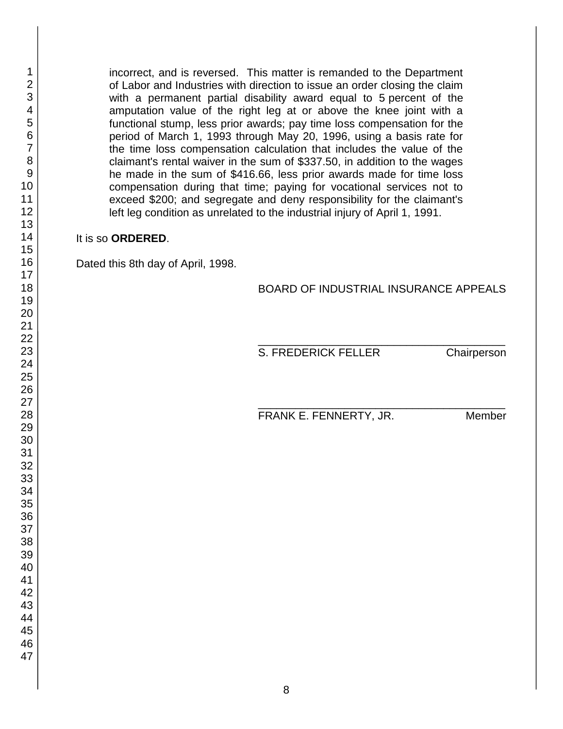incorrect, and is reversed. This matter is remanded to the Department of Labor and Industries with direction to issue an order closing the claim with a permanent partial disability award equal to 5 percent of the amputation value of the right leg at or above the knee joint with a functional stump, less prior awards; pay time loss compensation for the period of March 1, 1993 through May 20, 1996, using a basis rate for the time loss compensation calculation that includes the value of the claimant's rental waiver in the sum of $337.50, in addition to the wages he made in the sum of $416.66, less prior awards made for time loss compensation during that time; paying for vocational services not to exceed $200; and segregate and deny responsibility for the claimant's left leg condition as unrelated to the industrial injury of April 1, 1991.

It is so **ORDERED**.

Dated this 8th day of April, 1998.

BOARD OF INDUSTRIAL INSURANCE APPEALS

\_\_\_\_\_\_\_\_\_\_\_\_\_\_\_\_\_\_\_\_\_\_\_\_\_\_\_\_\_\_\_\_\_\_\_\_\_\_\_\_
S. FREDERICK FELLER Chairperson

\_\_\_\_\_\_\_\_\_\_\_\_\_\_\_\_\_\_\_\_\_\_\_\_\_\_\_\_\_\_\_\_\_\_\_\_\_\_\_\_
FRANK E. FENNERTY, JR. Member